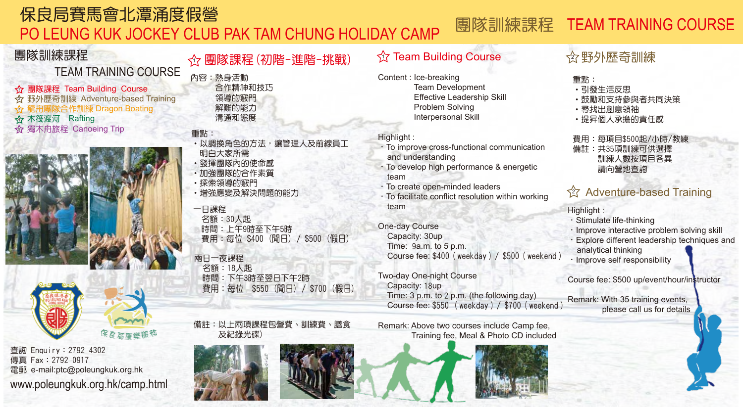# 保良局賽馬會北潭涌度假營
# PO LEUNG KUK JOCKEY CLUB PAK TAM CHUNG HOLIDAY CAMP

## 團隊訓練課程 TEAM TRAINING COURSE

## 團隊訓練課程
## TEAM TRAINING COURSE

- ☆ 團隊課程 Team Building Course
- ☆ 野外歷奇訓練 Adventure-based Training
- ☆ 龍舟團隊合作訓練 Dragon Boating
- ☆ 木筏渡河 Rafting
- ☆ 獨木舟旅程 Canoeing Trip

保良局康樂服務

查詢 Enquiry：2792 4302
傳真 Fax：2792 0917
電郵 e-mail:ptc@poleungkuk.org.hk
www.poleungkuk.org.hk/camp.html

### ☆ 團隊課程（初階-進階-挑戰）

內容：熱身活動
合作精神和技巧
領導的竅門
解難的能力
溝通和態度

重點：
- 以調換角色的方法，讓管理人及前線員工明白大家所需
- 發揮團隊內的使命感
- 加強團隊的合作素質
- 探索領導的竅門
- 增強應變及解決問題的能力

一日課程
名額：30人起
時間：上午9時至下午5時
費用：每位 $400（閒日）/ $500（假日）

兩日一夜課程
名額：18人起
時間：下午3時至翌日下午2時
費用：每位 $550（閒日）/ $700（假日）

備註：以上兩項課程包營費、訓練費、膳食及紀錄光碟）

### ☆ Team Building Course

Content : Ice-breaking
Team Development
Effective Leadership Skill
Problem Solving
Interpersonal Skill

Highlight :
- To improve cross-functional communication and understanding
- To develop high performance & energetic team
- To create open-minded leaders
- To facilitate conflict resolution within working team

One-day Course
Capacity: 30up
Time: 9a.m. to 5 p.m.
Course fee: $400 ( weekday ) / $500 ( weekend )

Two-day One-night Course
Capacity: 18up
Time: 3 p.m. to 2 p.m. (the following day)
Course fee: $550 ( weekday ) / $700 ( weekend )

Remark: Above two courses include Camp fee, Training fee, Meal & Photo CD included

### ☆ 野外歷奇訓練

重點：
- 引發生活反思
- 鼓勵和支持參與者共同決策
- 尋找出創意領袖
- 提昇個人承擔的責任感

費用：每項目$500起/小時/教練
備註：共35項訓練可供選擇
訓練人數按項目各異
請向營地查詢

### ☆ Adventure-based Training

Highlight :
- Stimulate life-thinking
- Improve interactive problem solving skill
- Explore different leadership techniques and analytical thinking
- Improve self responsibility

Course fee: $500 up/event/hour/instructor

Remark: With 35 training events, please call us for details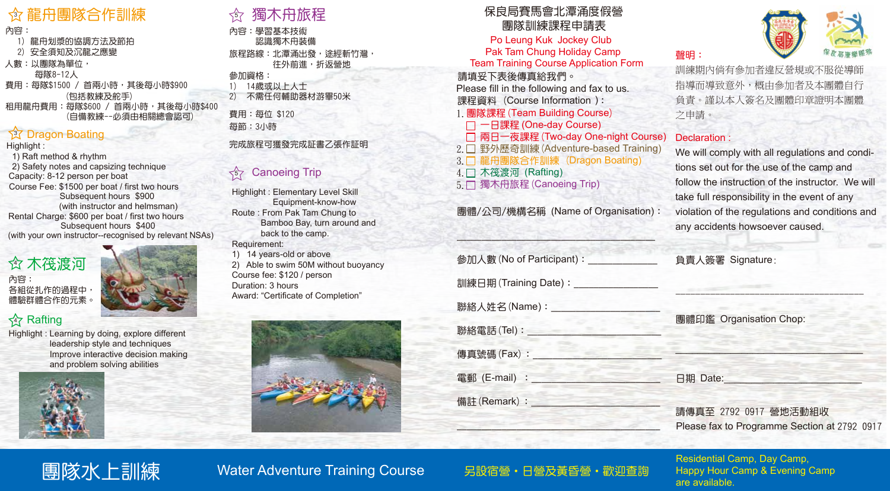## ③ 龍舟團隊合作訓練

內容：
1) 龍舟划槳的協調方法及節拍
2) 安全須知及沉艇之應變

人數：以團隊為單位，
每隊8-12人

費用：每隊$1500 / 首兩小時，其後每小時$900
（包括教練及舵手）

租用龍舟費用：每隊$600 / 首兩小時，其後每小時$400
（自備教練--必須由相關總會認可）

## ③ Dragon Boating

Highlight :
1) Raft method & rhythm
2) Safety notes and capsizing technique

Capacity: 8-12 person per boat

Course Fee: $1500 per boat / first two hours
Subsequent hours $900
(with instructor and helmsman)

Rental Charge: $600 per boat / first two hours
Subsequent hours $400
(with your own instructor--recognised by relevant NSAs)

## ④ 木筏渡河

內容：
各組從扎作的過程中，
體驗群體合作的元素。

## ④ Rafting

Highlight : Learning by doing, explore different leadership style and techniques
Improve interactive decision making and problem solving abilities

## ⑤ 獨木舟旅程

內容：學習基本技術
認識獨木舟裝備

旅程路線：北潭涌出發，途經斬竹灣，
往外前進，折返營地

參加資格：
1) 14歲或以上人士
2) 不需任何輔助器材游畢50米

費用：每位 $120

每節：3小時

完成旅程可獲發完成証書乙張作証明

## ⑤ Canoeing Trip

Highlight : Elementary Level Skill
Equipment-know-how

Route : From Pak Tam Chung to Bamboo Bay, turn around and back to the camp.

Requirement:
1) 14 years-old or above
2) Able to swim 50M without buoyancy

Course fee: $120 / person

Duration: 3 hours

Award: "Certificate of Completion"

# 保良局賽馬會北潭涌度假營
# 團隊訓練課程申請表

Po Leung Kuk Jockey Club
Pak Tam Chung Holiday Camp
Team Training Course Application Form

請填妥下表後傳真給我們。
Please fill in the following and fax to us.

課程資料（Course Information）：

1. 團隊課程 (Team Building Course)
   - □ 一日課程 (One-day Course)
   - □ 兩日一夜課程 (Two-day One-night Course)
2. □ 野外歷奇訓練 (Adventure-based Training)
3. □ 龍舟團隊合作訓練（Dragon Boating)
4. □ 木筏渡河 (Rafting)
5. □ 獨木舟旅程 (Canoeing Trip)

團體/公司/機構名稱 (Name of Organisation)：

______________________________

參加人數 (No of Participant)：____________

訓練日期 (Training Date)：______________

聯絡人姓名 (Name)：__________________

聯絡電話 (Tel)：______________________

傳真號碼 (Fax)：______________________

電郵 (E-mail)：______________________

備註 (Remark)：______________________

______________________________

**聲明：**

訓練期內倘有參加者違反營規或不服從導師指導而導致意外，概由參加者及本團體自行負責。謹以本人簽名及團體印章證明本團體之申請。

**Declaration :**

We will comply with all regulations and conditions set out for the use of the camp and follow the instruction of the instructor. We will take full responsibility in the event of any violation of the regulations and conditions and any accidents howsoever caused.

負責人簽署 Signature:

______________________________

團體印鑑 Organisation Chop:

______________________________

日期 Date:______________________

請傳真至 2792 0917 營地活動組收
Please fax to Programme Section at 2792 0917

團隊水上訓練 Water Adventure Training Course

另設宿營．日營及黃昏營．歡迎查詢

Residential Camp, Day Camp, Happy Hour Camp & Evening Camp are available.